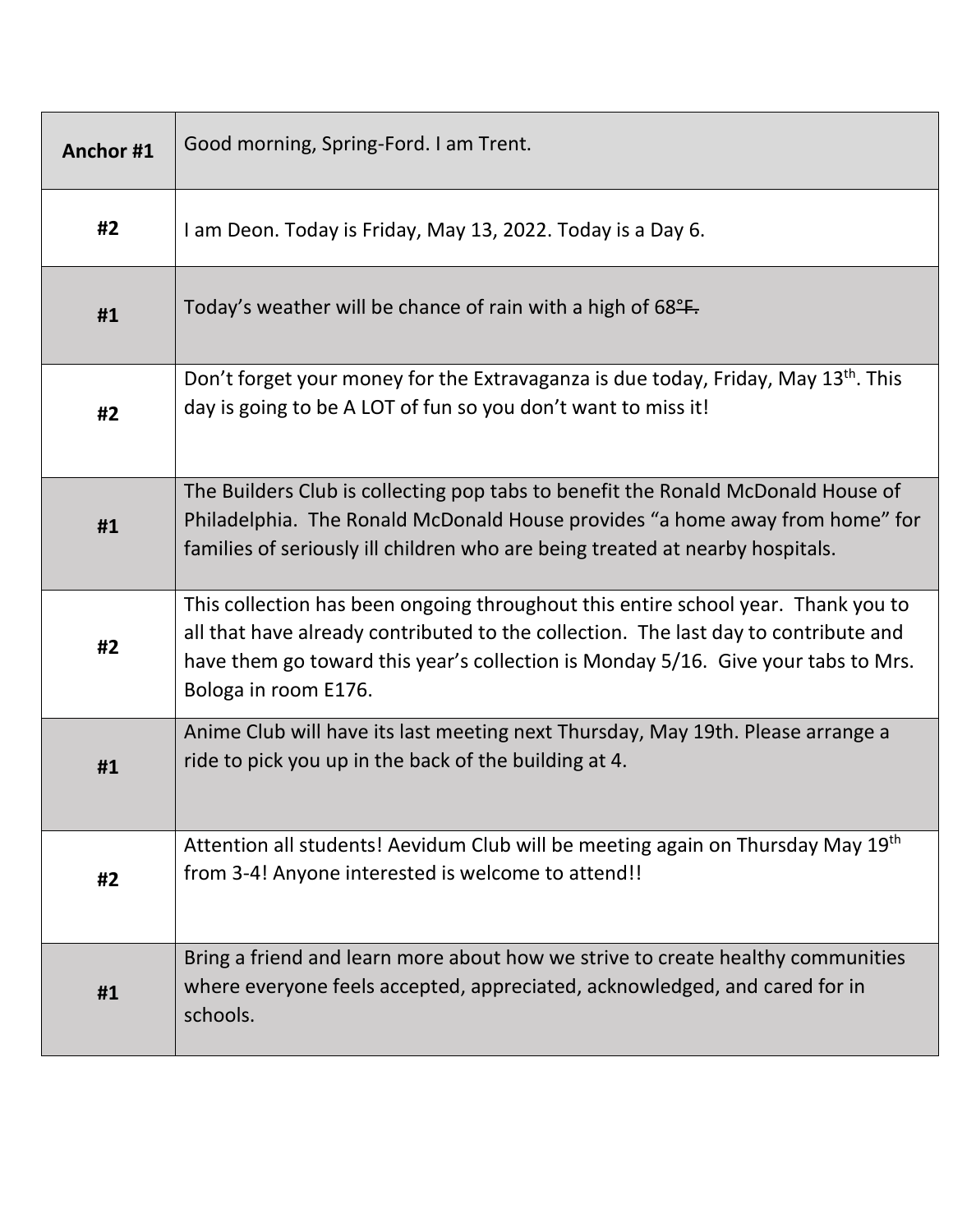| Anchor #1 | Good morning, Spring-Ford. I am Trent. |
|---|---|
| #2 | I am Deon. Today is Friday, May 13, 2022. Today is a Day 6. |
| #1 | Today's weather will be chance of rain with a high of 68~~°F.~~ |
| #2 | Don't forget your money for the Extravaganza is due today, Friday, May 13th. This day is going to be A LOT of fun so you don't want to miss it! |
| #1 | The Builders Club is collecting pop tabs to benefit the Ronald McDonald House of Philadelphia. The Ronald McDonald House provides "a home away from home" for families of seriously ill children who are being treated at nearby hospitals. |
| #2 | This collection has been ongoing throughout this entire school year. Thank you to all that have already contributed to the collection. The last day to contribute and have them go toward this year's collection is Monday 5/16. Give your tabs to Mrs. Bologa in room E176. |
| #1 | Anime Club will have its last meeting next Thursday, May 19th. Please arrange a ride to pick you up in the back of the building at 4. |
| #2 | Attention all students! Aevidum Club will be meeting again on Thursday May 19th from 3-4! Anyone interested is welcome to attend!! |
| #1 | Bring a friend and learn more about how we strive to create healthy communities where everyone feels accepted, appreciated, acknowledged, and cared for in schools. |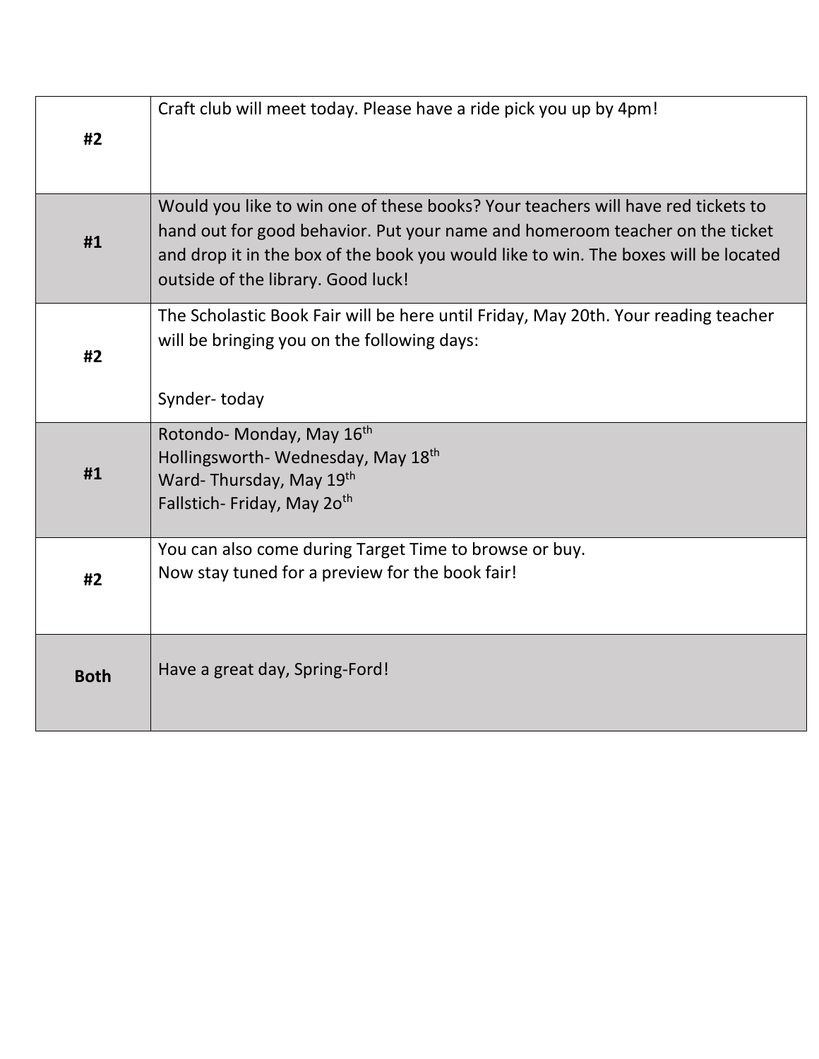| | |
|---|---|
| **#2** | Craft club will meet today. Please have a ride pick you up by 4pm! |
| **#1** | Would you like to win one of these books? Your teachers will have red tickets to hand out for good behavior. Put your name and homeroom teacher on the ticket and drop it in the box of the book you would like to win. The boxes will be located outside of the library. Good luck! |
| **#2** | The Scholastic Book Fair will be here until Friday, May 20th. Your reading teacher will be bringing you on the following days:<br><br>Synder- today |
| **#1** | Rotondo- Monday, May 16th<br>Hollingsworth- Wednesday, May 18th<br>Ward- Thursday, May 19th<br>Fallstich- Friday, May 2oth |
| **#2** | You can also come during Target Time to browse or buy.<br>Now stay tuned for a preview for the book fair! |
| **Both** | Have a great day, Spring-Ford! |